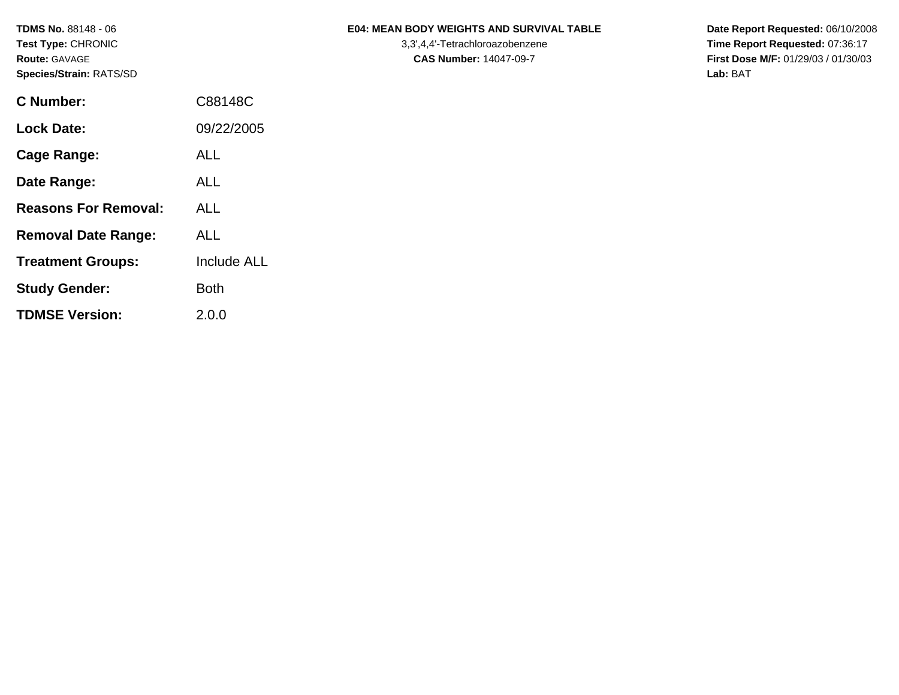**TDMS No.** 88148 - 06
**Test Type:** CHRONIC
**Route:** GAVAGE
**Species/Strain:** RATS/SD

**E04: MEAN BODY WEIGHTS AND SURVIVAL TABLE**
3,3',4,4'-Tetrachloroazobenzene
**CAS Number:** 14047-09-7

**Date Report Requested:** 06/10/2008
**Time Report Requested:** 07:36:17
**First Dose M/F:** 01/29/03 / 01/30/03
**Lab:** BAT

| | |
|---|---|
| **C Number:** | C88148C |
| **Lock Date:** | 09/22/2005 |
| **Cage Range:** | ALL |
| **Date Range:** | ALL |
| **Reasons For Removal:** | ALL |
| **Removal Date Range:** | ALL |
| **Treatment Groups:** | Include ALL |
| **Study Gender:** | Both |
| **TDMSE Version:** | 2.0.0 |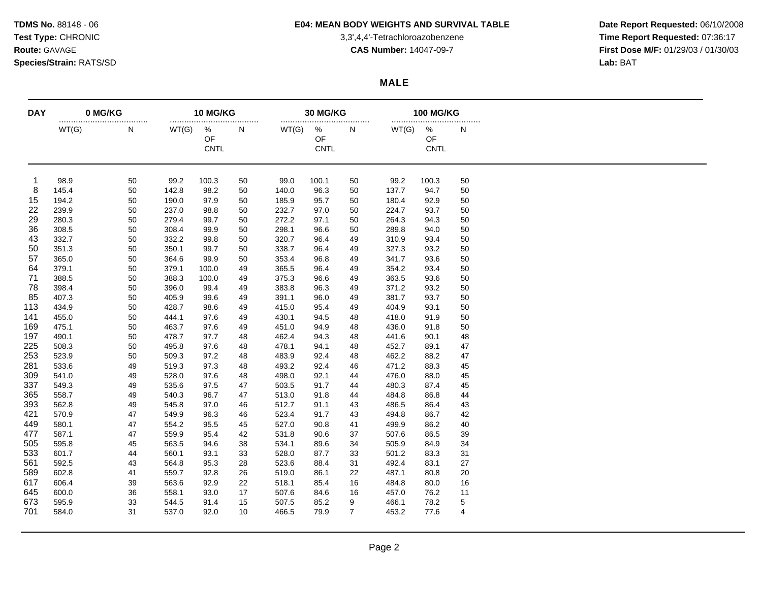**TDMS No.** 88148 - 06
**Test Type:** CHRONIC
**Route:** GAVAGE
**Species/Strain:** RATS/SD

**E04: MEAN BODY WEIGHTS AND SURVIVAL TABLE**
3,3',4,4'-Tetrachloroazobenzene
**CAS Number:** 14047-09-7

**Date Report Requested:** 06/10/2008
**Time Report Requested:** 07:36:17
**First Dose M/F:** 01/29/03 / 01/30/03
**Lab:** BAT

## MALE

| DAY | 0 MG/KG | | 10 MG/KG | | | 30 MG/KG | | | 100 MG/KG | | |
|---|---|---|---|---|---|---|---|---|---|---|---|
| | WT(G) | N | WT(G) | % OF CNTL | N | WT(G) | % OF CNTL | N | WT(G) | % OF CNTL | N |
| 1 | 98.9 | 50 | 99.2 | 100.3 | 50 | 99.0 | 100.1 | 50 | 99.2 | 100.3 | 50 |
| 8 | 145.4 | 50 | 142.8 | 98.2 | 50 | 140.0 | 96.3 | 50 | 137.7 | 94.7 | 50 |
| 15 | 194.2 | 50 | 190.0 | 97.9 | 50 | 185.9 | 95.7 | 50 | 180.4 | 92.9 | 50 |
| 22 | 239.9 | 50 | 237.0 | 98.8 | 50 | 232.7 | 97.0 | 50 | 224.7 | 93.7 | 50 |
| 29 | 280.3 | 50 | 279.4 | 99.7 | 50 | 272.2 | 97.1 | 50 | 264.3 | 94.3 | 50 |
| 36 | 308.5 | 50 | 308.4 | 99.9 | 50 | 298.1 | 96.6 | 50 | 289.8 | 94.0 | 50 |
| 43 | 332.7 | 50 | 332.2 | 99.8 | 50 | 320.7 | 96.4 | 49 | 310.9 | 93.4 | 50 |
| 50 | 351.3 | 50 | 350.1 | 99.7 | 50 | 338.7 | 96.4 | 49 | 327.3 | 93.2 | 50 |
| 57 | 365.0 | 50 | 364.6 | 99.9 | 50 | 353.4 | 96.8 | 49 | 341.7 | 93.6 | 50 |
| 64 | 379.1 | 50 | 379.1 | 100.0 | 49 | 365.5 | 96.4 | 49 | 354.2 | 93.4 | 50 |
| 71 | 388.5 | 50 | 388.3 | 100.0 | 49 | 375.3 | 96.6 | 49 | 363.5 | 93.6 | 50 |
| 78 | 398.4 | 50 | 396.0 | 99.4 | 49 | 383.8 | 96.3 | 49 | 371.2 | 93.2 | 50 |
| 85 | 407.3 | 50 | 405.9 | 99.6 | 49 | 391.1 | 96.0 | 49 | 381.7 | 93.7 | 50 |
| 113 | 434.9 | 50 | 428.7 | 98.6 | 49 | 415.0 | 95.4 | 49 | 404.9 | 93.1 | 50 |
| 141 | 455.0 | 50 | 444.1 | 97.6 | 49 | 430.1 | 94.5 | 48 | 418.0 | 91.9 | 50 |
| 169 | 475.1 | 50 | 463.7 | 97.6 | 49 | 451.0 | 94.9 | 48 | 436.0 | 91.8 | 50 |
| 197 | 490.1 | 50 | 478.7 | 97.7 | 48 | 462.4 | 94.3 | 48 | 441.6 | 90.1 | 48 |
| 225 | 508.3 | 50 | 495.8 | 97.6 | 48 | 478.1 | 94.1 | 48 | 452.7 | 89.1 | 47 |
| 253 | 523.9 | 50 | 509.3 | 97.2 | 48 | 483.9 | 92.4 | 48 | 462.2 | 88.2 | 47 |
| 281 | 533.6 | 49 | 519.3 | 97.3 | 48 | 493.2 | 92.4 | 46 | 471.2 | 88.3 | 45 |
| 309 | 541.0 | 49 | 528.0 | 97.6 | 48 | 498.0 | 92.1 | 44 | 476.0 | 88.0 | 45 |
| 337 | 549.3 | 49 | 535.6 | 97.5 | 47 | 503.5 | 91.7 | 44 | 480.3 | 87.4 | 45 |
| 365 | 558.7 | 49 | 540.3 | 96.7 | 47 | 513.0 | 91.8 | 44 | 484.8 | 86.8 | 44 |
| 393 | 562.8 | 49 | 545.8 | 97.0 | 46 | 512.7 | 91.1 | 43 | 486.5 | 86.4 | 43 |
| 421 | 570.9 | 47 | 549.9 | 96.3 | 46 | 523.4 | 91.7 | 43 | 494.8 | 86.7 | 42 |
| 449 | 580.1 | 47 | 554.2 | 95.5 | 45 | 527.0 | 90.8 | 41 | 499.9 | 86.2 | 40 |
| 477 | 587.1 | 47 | 559.9 | 95.4 | 42 | 531.8 | 90.6 | 37 | 507.6 | 86.5 | 39 |
| 505 | 595.8 | 45 | 563.5 | 94.6 | 38 | 534.1 | 89.6 | 34 | 505.9 | 84.9 | 34 |
| 533 | 601.7 | 44 | 560.1 | 93.1 | 33 | 528.0 | 87.7 | 33 | 501.2 | 83.3 | 31 |
| 561 | 592.5 | 43 | 564.8 | 95.3 | 28 | 523.6 | 88.4 | 31 | 492.4 | 83.1 | 27 |
| 589 | 602.8 | 41 | 559.7 | 92.8 | 26 | 519.0 | 86.1 | 22 | 487.1 | 80.8 | 20 |
| 617 | 606.4 | 39 | 563.6 | 92.9 | 22 | 518.1 | 85.4 | 16 | 484.8 | 80.0 | 16 |
| 645 | 600.0 | 36 | 558.1 | 93.0 | 17 | 507.6 | 84.6 | 16 | 457.0 | 76.2 | 11 |
| 673 | 595.9 | 33 | 544.5 | 91.4 | 15 | 507.5 | 85.2 | 9 | 466.1 | 78.2 | 5 |
| 701 | 584.0 | 31 | 537.0 | 92.0 | 10 | 466.5 | 79.9 | 7 | 453.2 | 77.6 | 4 |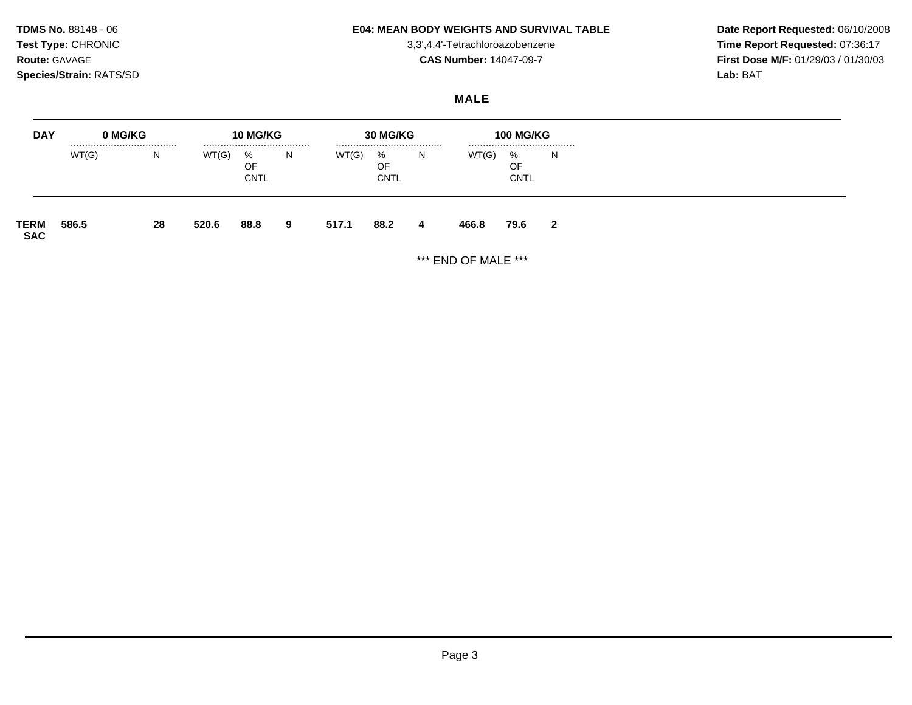**TDMS No.** 88148 - 06
**Test Type:** CHRONIC
**Route:** GAVAGE
**Species/Strain:** RATS/SD

**E04: MEAN BODY WEIGHTS AND SURVIVAL TABLE**
3,3',4,4'-Tetrachloroazobenzene
**CAS Number:** 14047-09-7

**Date Report Requested:** 06/10/2008
**Time Report Requested:** 07:36:17
**First Dose M/F:** 01/29/03 / 01/30/03
**Lab:** BAT

## MALE

| DAY | 0 MG/KG | | 10 MG/KG | | | 30 MG/KG | | | 100 MG/KG | | |
|---|---|---|---|---|---|---|---|---|---|---|---|
| | WT(G) | N | WT(G) | % OF CNTL | N | WT(G) | % OF CNTL | N | WT(G) | % OF CNTL | N |
| **TERM SAC** | **586.5** | **28** | **520.6** | **88.8** | **9** | **517.1** | **88.2** | **4** | **466.8** | **79.6** | **2** |

*** END OF MALE ***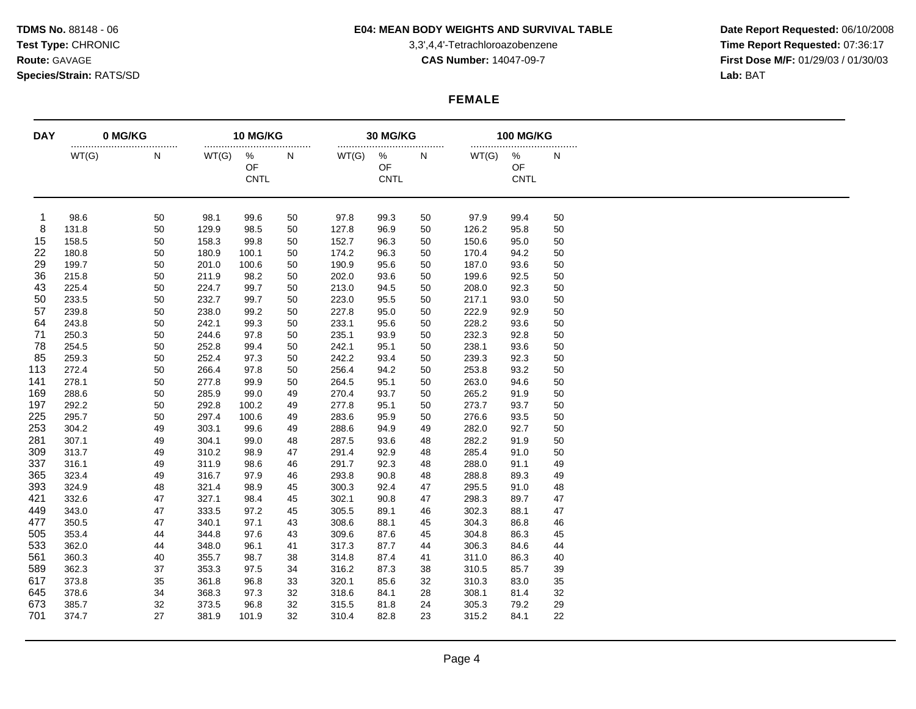**TDMS No.** 88148 - 06
**Test Type:** CHRONIC
**Route:** GAVAGE
**Species/Strain:** RATS/SD

**E04: MEAN BODY WEIGHTS AND SURVIVAL TABLE**

3,3',4,4'-Tetrachloroazobenzene

**CAS Number:** 14047-09-7

**Date Report Requested:** 06/10/2008
**Time Report Requested:** 07:36:17
**First Dose M/F:** 01/29/03 / 01/30/03
**Lab:** BAT

**FEMALE**

| DAY | 0 MG/KG | | 10 MG/KG | | | 30 MG/KG | | | 100 MG/KG | | |
|---|---|---|---|---|---|---|---|---|---|---|---|
| | WT(G) | N | WT(G) | % OF CNTL | N | WT(G) | % OF CNTL | N | WT(G) | % OF CNTL | N |
| 1 | 98.6 | 50 | 98.1 | 99.6 | 50 | 97.8 | 99.3 | 50 | 97.9 | 99.4 | 50 |
| 8 | 131.8 | 50 | 129.9 | 98.5 | 50 | 127.8 | 96.9 | 50 | 126.2 | 95.8 | 50 |
| 15 | 158.5 | 50 | 158.3 | 99.8 | 50 | 152.7 | 96.3 | 50 | 150.6 | 95.0 | 50 |
| 22 | 180.8 | 50 | 180.9 | 100.1 | 50 | 174.2 | 96.3 | 50 | 170.4 | 94.2 | 50 |
| 29 | 199.7 | 50 | 201.0 | 100.6 | 50 | 190.9 | 95.6 | 50 | 187.0 | 93.6 | 50 |
| 36 | 215.8 | 50 | 211.9 | 98.2 | 50 | 202.0 | 93.6 | 50 | 199.6 | 92.5 | 50 |
| 43 | 225.4 | 50 | 224.7 | 99.7 | 50 | 213.0 | 94.5 | 50 | 208.0 | 92.3 | 50 |
| 50 | 233.5 | 50 | 232.7 | 99.7 | 50 | 223.0 | 95.5 | 50 | 217.1 | 93.0 | 50 |
| 57 | 239.8 | 50 | 238.0 | 99.2 | 50 | 227.8 | 95.0 | 50 | 222.9 | 92.9 | 50 |
| 64 | 243.8 | 50 | 242.1 | 99.3 | 50 | 233.1 | 95.6 | 50 | 228.2 | 93.6 | 50 |
| 71 | 250.3 | 50 | 244.6 | 97.8 | 50 | 235.1 | 93.9 | 50 | 232.3 | 92.8 | 50 |
| 78 | 254.5 | 50 | 252.8 | 99.4 | 50 | 242.1 | 95.1 | 50 | 238.1 | 93.6 | 50 |
| 85 | 259.3 | 50 | 252.4 | 97.3 | 50 | 242.2 | 93.4 | 50 | 239.3 | 92.3 | 50 |
| 113 | 272.4 | 50 | 266.4 | 97.8 | 50 | 256.4 | 94.2 | 50 | 253.8 | 93.2 | 50 |
| 141 | 278.1 | 50 | 277.8 | 99.9 | 50 | 264.5 | 95.1 | 50 | 263.0 | 94.6 | 50 |
| 169 | 288.6 | 50 | 285.9 | 99.0 | 49 | 270.4 | 93.7 | 50 | 265.2 | 91.9 | 50 |
| 197 | 292.2 | 50 | 292.8 | 100.2 | 49 | 277.8 | 95.1 | 50 | 273.7 | 93.7 | 50 |
| 225 | 295.7 | 50 | 297.4 | 100.6 | 49 | 283.6 | 95.9 | 50 | 276.6 | 93.5 | 50 |
| 253 | 304.2 | 49 | 303.1 | 99.6 | 49 | 288.6 | 94.9 | 49 | 282.0 | 92.7 | 50 |
| 281 | 307.1 | 49 | 304.1 | 99.0 | 48 | 287.5 | 93.6 | 48 | 282.2 | 91.9 | 50 |
| 309 | 313.7 | 49 | 310.2 | 98.9 | 47 | 291.4 | 92.9 | 48 | 285.4 | 91.0 | 50 |
| 337 | 316.1 | 49 | 311.9 | 98.6 | 46 | 291.7 | 92.3 | 48 | 288.0 | 91.1 | 49 |
| 365 | 323.4 | 49 | 316.7 | 97.9 | 46 | 293.8 | 90.8 | 48 | 288.8 | 89.3 | 49 |
| 393 | 324.9 | 48 | 321.4 | 98.9 | 45 | 300.3 | 92.4 | 47 | 295.5 | 91.0 | 48 |
| 421 | 332.6 | 47 | 327.1 | 98.4 | 45 | 302.1 | 90.8 | 47 | 298.3 | 89.7 | 47 |
| 449 | 343.0 | 47 | 333.5 | 97.2 | 45 | 305.5 | 89.1 | 46 | 302.3 | 88.1 | 47 |
| 477 | 350.5 | 47 | 340.1 | 97.1 | 43 | 308.6 | 88.1 | 45 | 304.3 | 86.8 | 46 |
| 505 | 353.4 | 44 | 344.8 | 97.6 | 43 | 309.6 | 87.6 | 45 | 304.8 | 86.3 | 45 |
| 533 | 362.0 | 44 | 348.0 | 96.1 | 41 | 317.3 | 87.7 | 44 | 306.3 | 84.6 | 44 |
| 561 | 360.3 | 40 | 355.7 | 98.7 | 38 | 314.8 | 87.4 | 41 | 311.0 | 86.3 | 40 |
| 589 | 362.3 | 37 | 353.3 | 97.5 | 34 | 316.2 | 87.3 | 38 | 310.5 | 85.7 | 39 |
| 617 | 373.8 | 35 | 361.8 | 96.8 | 33 | 320.1 | 85.6 | 32 | 310.3 | 83.0 | 35 |
| 645 | 378.6 | 34 | 368.3 | 97.3 | 32 | 318.6 | 84.1 | 28 | 308.1 | 81.4 | 32 |
| 673 | 385.7 | 32 | 373.5 | 96.8 | 32 | 315.5 | 81.8 | 24 | 305.3 | 79.2 | 29 |
| 701 | 374.7 | 27 | 381.9 | 101.9 | 32 | 310.4 | 82.8 | 23 | 315.2 | 84.1 | 22 |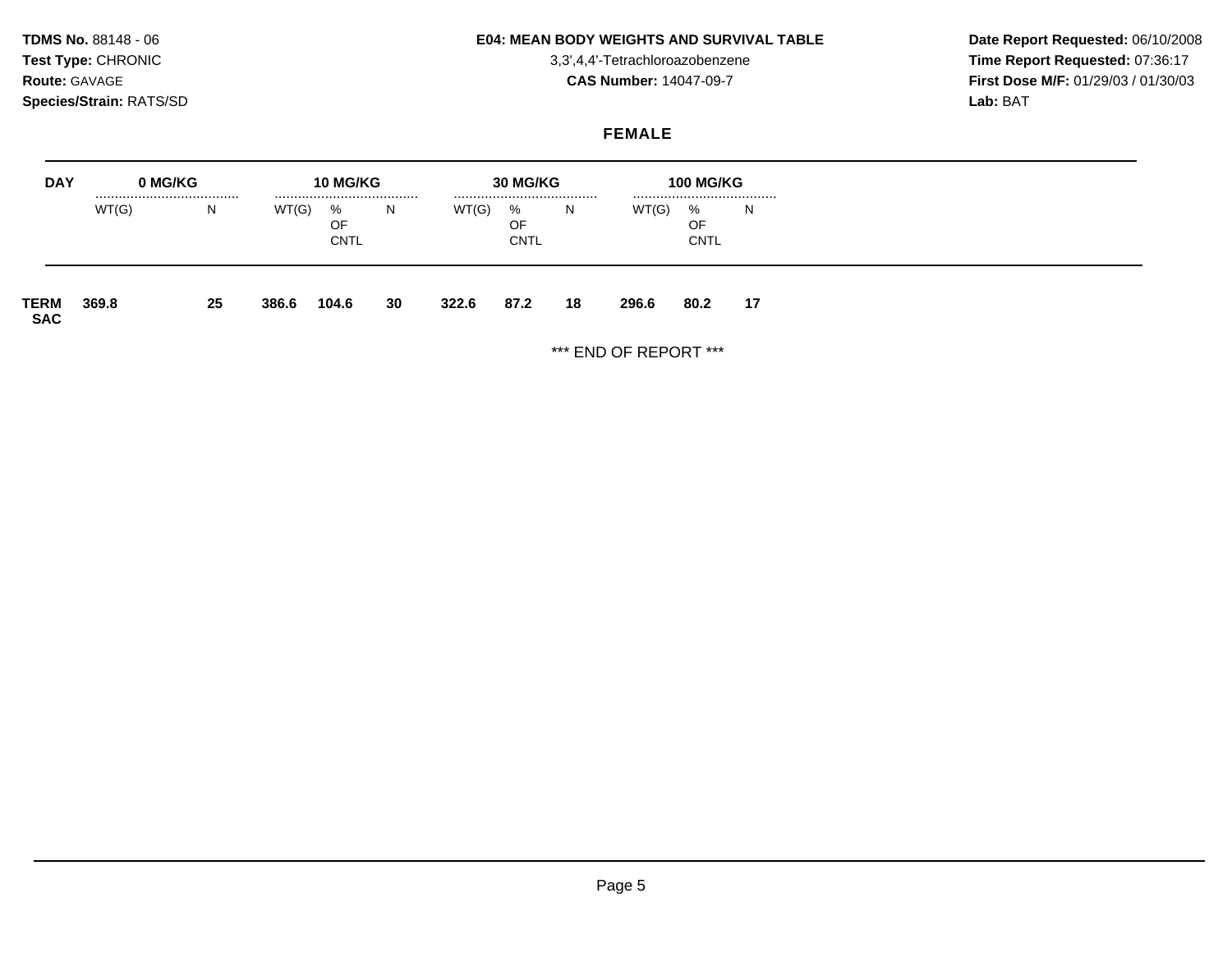**TDMS No.** 88148 - 06
**Test Type:** CHRONIC
**Route:** GAVAGE
**Species/Strain:** RATS/SD

**E04: MEAN BODY WEIGHTS AND SURVIVAL TABLE**
3,3',4,4'-Tetrachloroazobenzene
**CAS Number:** 14047-09-7

**Date Report Requested:** 06/10/2008
**Time Report Requested:** 07:36:17
**First Dose M/F:** 01/29/03 / 01/30/03
**Lab:** BAT

## FEMALE

| DAY | 0 MG/KG | | 10 MG/KG | | | 30 MG/KG | | | 100 MG/KG | | |
|---|---|---|---|---|---|---|---|---|---|---|---|
| | WT(G) | N | WT(G) | % OF CNTL | N | WT(G) | % OF CNTL | N | WT(G) | % OF CNTL | N |
| **TERM SAC** | **369.8** | **25** | **386.6** | **104.6** | **30** | **322.6** | **87.2** | **18** | **296.6** | **80.2** | **17** |

*** END OF REPORT ***